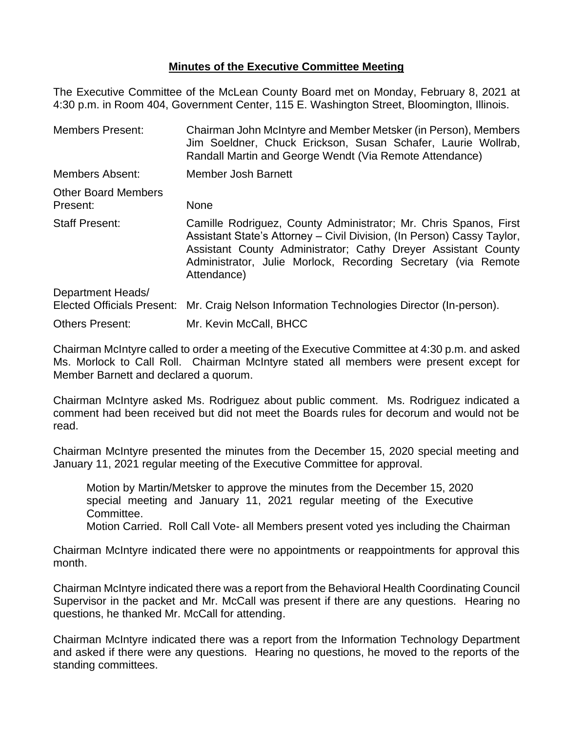**Minutes of the Executive Committee Meeting**

The Executive Committee of the McLean County Board met on Monday, February 8, 2021 at 4:30 p.m. in Room 404, Government Center, 115 E. Washington Street, Bloomington, Illinois.

| | |
|---|---|
| Members Present: | Chairman John McIntyre and Member Metsker (in Person), Members Jim Soeldner, Chuck Erickson, Susan Schafer, Laurie Wollrab, Randall Martin and George Wendt (Via Remote Attendance) |
| Members Absent: | Member Josh Barnett |
| Other Board Members Present: | None |
| Staff Present: | Camille Rodriguez, County Administrator; Mr. Chris Spanos, First Assistant State's Attorney – Civil Division, (In Person) Cassy Taylor, Assistant County Administrator; Cathy Dreyer Assistant County Administrator, Julie Morlock, Recording Secretary (via Remote Attendance) |
| Department Heads/ Elected Officials Present: | Mr. Craig Nelson Information Technologies Director (In-person). |
| Others Present: | Mr. Kevin McCall, BHCC |

Chairman McIntyre called to order a meeting of the Executive Committee at 4:30 p.m. and asked Ms. Morlock to Call Roll. Chairman McIntyre stated all members were present except for Member Barnett and declared a quorum.

Chairman McIntyre asked Ms. Rodriguez about public comment. Ms. Rodriguez indicated a comment had been received but did not meet the Boards rules for decorum and would not be read.

Chairman McIntyre presented the minutes from the December 15, 2020 special meeting and January 11, 2021 regular meeting of the Executive Committee for approval.

> Motion by Martin/Metsker to approve the minutes from the December 15, 2020 special meeting and January 11, 2021 regular meeting of the Executive Committee.
> Motion Carried. Roll Call Vote- all Members present voted yes including the Chairman

Chairman McIntyre indicated there were no appointments or reappointments for approval this month.

Chairman McIntyre indicated there was a report from the Behavioral Health Coordinating Council Supervisor in the packet and Mr. McCall was present if there are any questions. Hearing no questions, he thanked Mr. McCall for attending.

Chairman McIntyre indicated there was a report from the Information Technology Department and asked if there were any questions. Hearing no questions, he moved to the reports of the standing committees.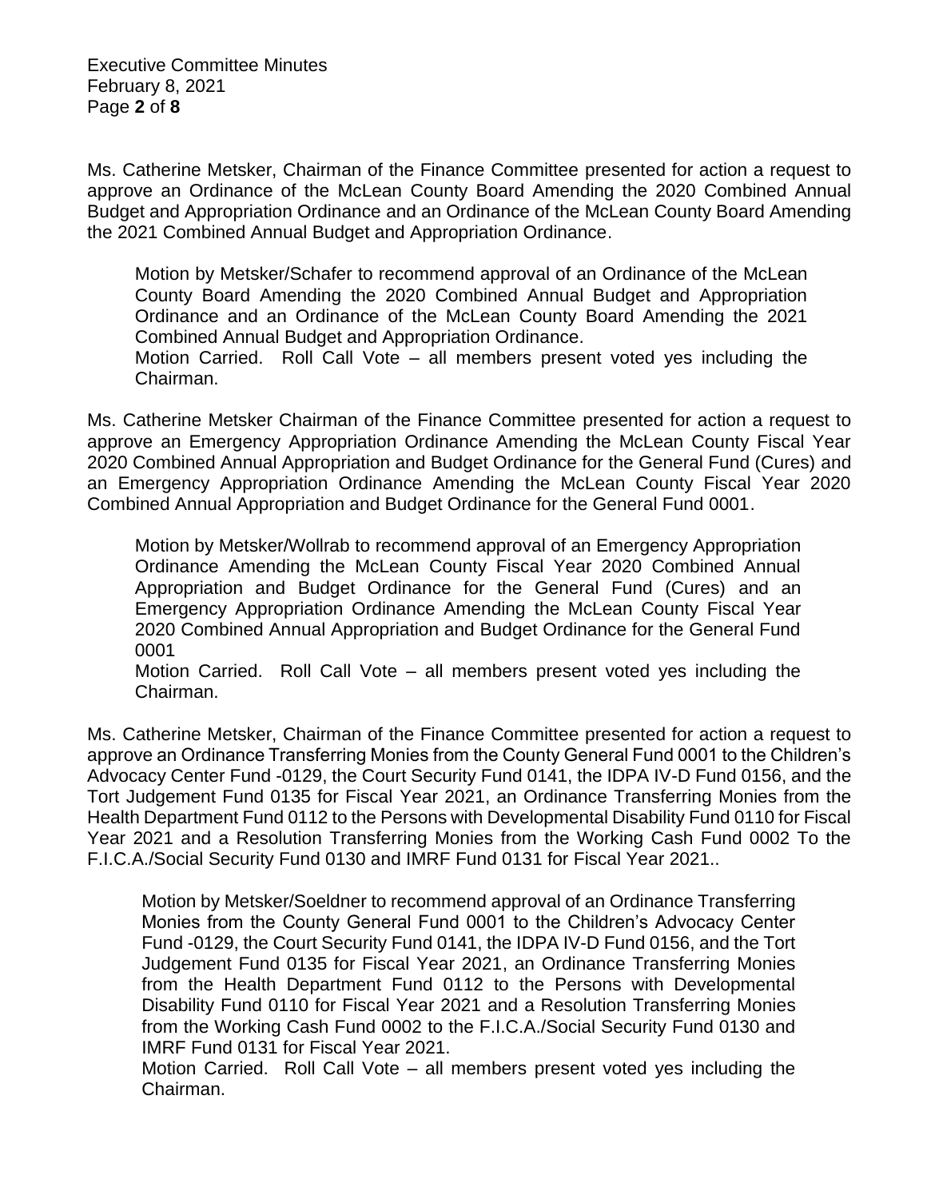Ms. Catherine Metsker, Chairman of the Finance Committee presented for action a request to approve an Ordinance of the McLean County Board Amending the 2020 Combined Annual Budget and Appropriation Ordinance and an Ordinance of the McLean County Board Amending the 2021 Combined Annual Budget and Appropriation Ordinance.

> Motion by Metsker/Schafer to recommend approval of an Ordinance of the McLean County Board Amending the 2020 Combined Annual Budget and Appropriation Ordinance and an Ordinance of the McLean County Board Amending the 2021 Combined Annual Budget and Appropriation Ordinance.
> Motion Carried. Roll Call Vote – all members present voted yes including the Chairman.

Ms. Catherine Metsker Chairman of the Finance Committee presented for action a request to approve an Emergency Appropriation Ordinance Amending the McLean County Fiscal Year 2020 Combined Annual Appropriation and Budget Ordinance for the General Fund (Cures) and an Emergency Appropriation Ordinance Amending the McLean County Fiscal Year 2020 Combined Annual Appropriation and Budget Ordinance for the General Fund 0001.

> Motion by Metsker/Wollrab to recommend approval of an Emergency Appropriation Ordinance Amending the McLean County Fiscal Year 2020 Combined Annual Appropriation and Budget Ordinance for the General Fund (Cures) and an Emergency Appropriation Ordinance Amending the McLean County Fiscal Year 2020 Combined Annual Appropriation and Budget Ordinance for the General Fund 0001
> Motion Carried. Roll Call Vote – all members present voted yes including the Chairman.

Ms. Catherine Metsker, Chairman of the Finance Committee presented for action a request to approve an Ordinance Transferring Monies from the County General Fund 0001 to the Children's Advocacy Center Fund -0129, the Court Security Fund 0141, the IDPA IV-D Fund 0156, and the Tort Judgement Fund 0135 for Fiscal Year 2021, an Ordinance Transferring Monies from the Health Department Fund 0112 to the Persons with Developmental Disability Fund 0110 for Fiscal Year 2021 and a Resolution Transferring Monies from the Working Cash Fund 0002 To the F.I.C.A./Social Security Fund 0130 and IMRF Fund 0131 for Fiscal Year 2021..

> Motion by Metsker/Soeldner to recommend approval of an Ordinance Transferring Monies from the County General Fund 0001 to the Children's Advocacy Center Fund -0129, the Court Security Fund 0141, the IDPA IV-D Fund 0156, and the Tort Judgement Fund 0135 for Fiscal Year 2021, an Ordinance Transferring Monies from the Health Department Fund 0112 to the Persons with Developmental Disability Fund 0110 for Fiscal Year 2021 and a Resolution Transferring Monies from the Working Cash Fund 0002 to the F.I.C.A./Social Security Fund 0130 and IMRF Fund 0131 for Fiscal Year 2021.
> Motion Carried. Roll Call Vote – all members present voted yes including the Chairman.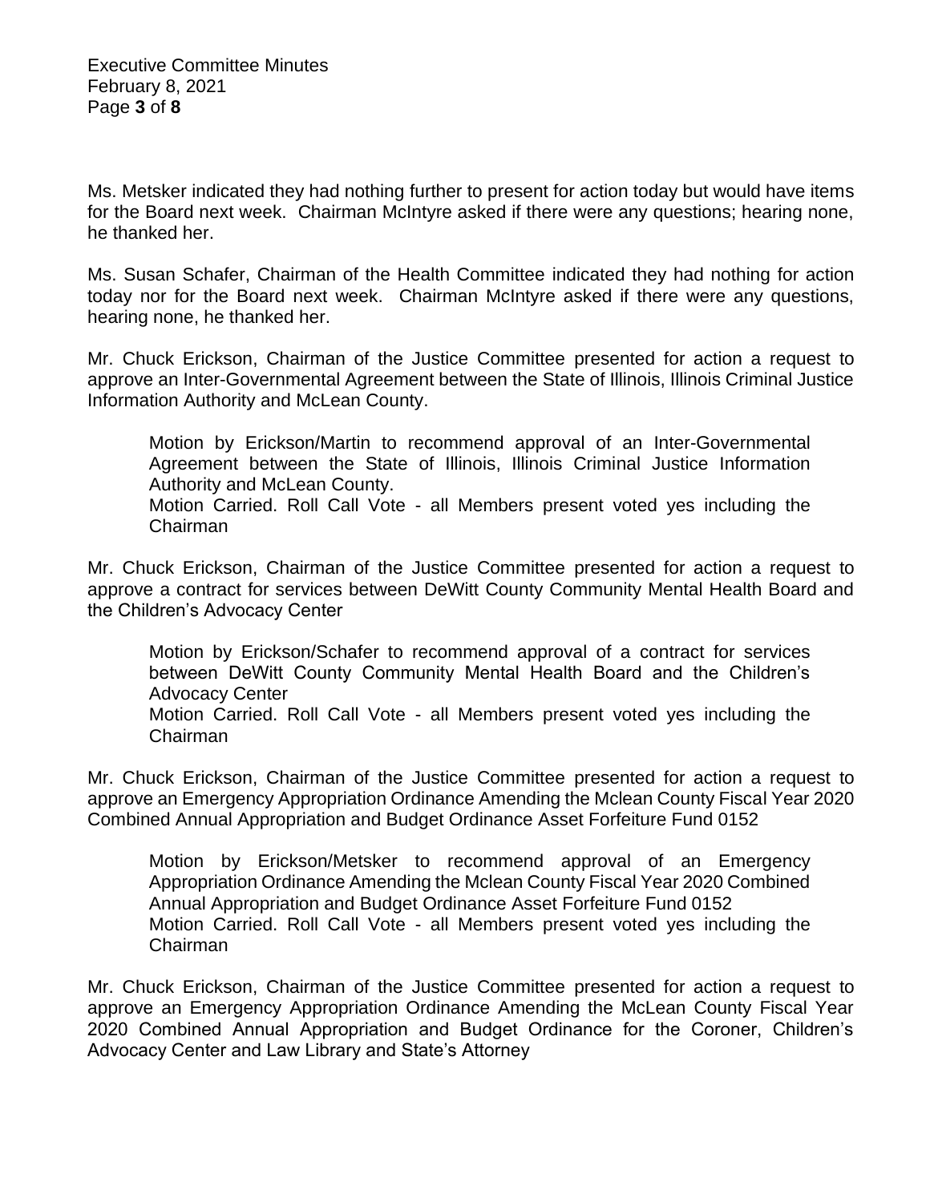Ms. Metsker indicated they had nothing further to present for action today but would have items for the Board next week. Chairman McIntyre asked if there were any questions; hearing none, he thanked her.

Ms. Susan Schafer, Chairman of the Health Committee indicated they had nothing for action today nor for the Board next week. Chairman McIntyre asked if there were any questions, hearing none, he thanked her.

Mr. Chuck Erickson, Chairman of the Justice Committee presented for action a request to approve an Inter-Governmental Agreement between the State of Illinois, Illinois Criminal Justice Information Authority and McLean County.

> Motion by Erickson/Martin to recommend approval of an Inter-Governmental Agreement between the State of Illinois, Illinois Criminal Justice Information Authority and McLean County.
> Motion Carried. Roll Call Vote - all Members present voted yes including the Chairman

Mr. Chuck Erickson, Chairman of the Justice Committee presented for action a request to approve a contract for services between DeWitt County Community Mental Health Board and the Children's Advocacy Center

> Motion by Erickson/Schafer to recommend approval of a contract for services between DeWitt County Community Mental Health Board and the Children's Advocacy Center
> Motion Carried. Roll Call Vote - all Members present voted yes including the Chairman

Mr. Chuck Erickson, Chairman of the Justice Committee presented for action a request to approve an Emergency Appropriation Ordinance Amending the Mclean County Fiscal Year 2020 Combined Annual Appropriation and Budget Ordinance Asset Forfeiture Fund 0152

> Motion by Erickson/Metsker to recommend approval of an Emergency Appropriation Ordinance Amending the Mclean County Fiscal Year 2020 Combined Annual Appropriation and Budget Ordinance Asset Forfeiture Fund 0152
> Motion Carried. Roll Call Vote - all Members present voted yes including the Chairman

Mr. Chuck Erickson, Chairman of the Justice Committee presented for action a request to approve an Emergency Appropriation Ordinance Amending the McLean County Fiscal Year 2020 Combined Annual Appropriation and Budget Ordinance for the Coroner, Children's Advocacy Center and Law Library and State's Attorney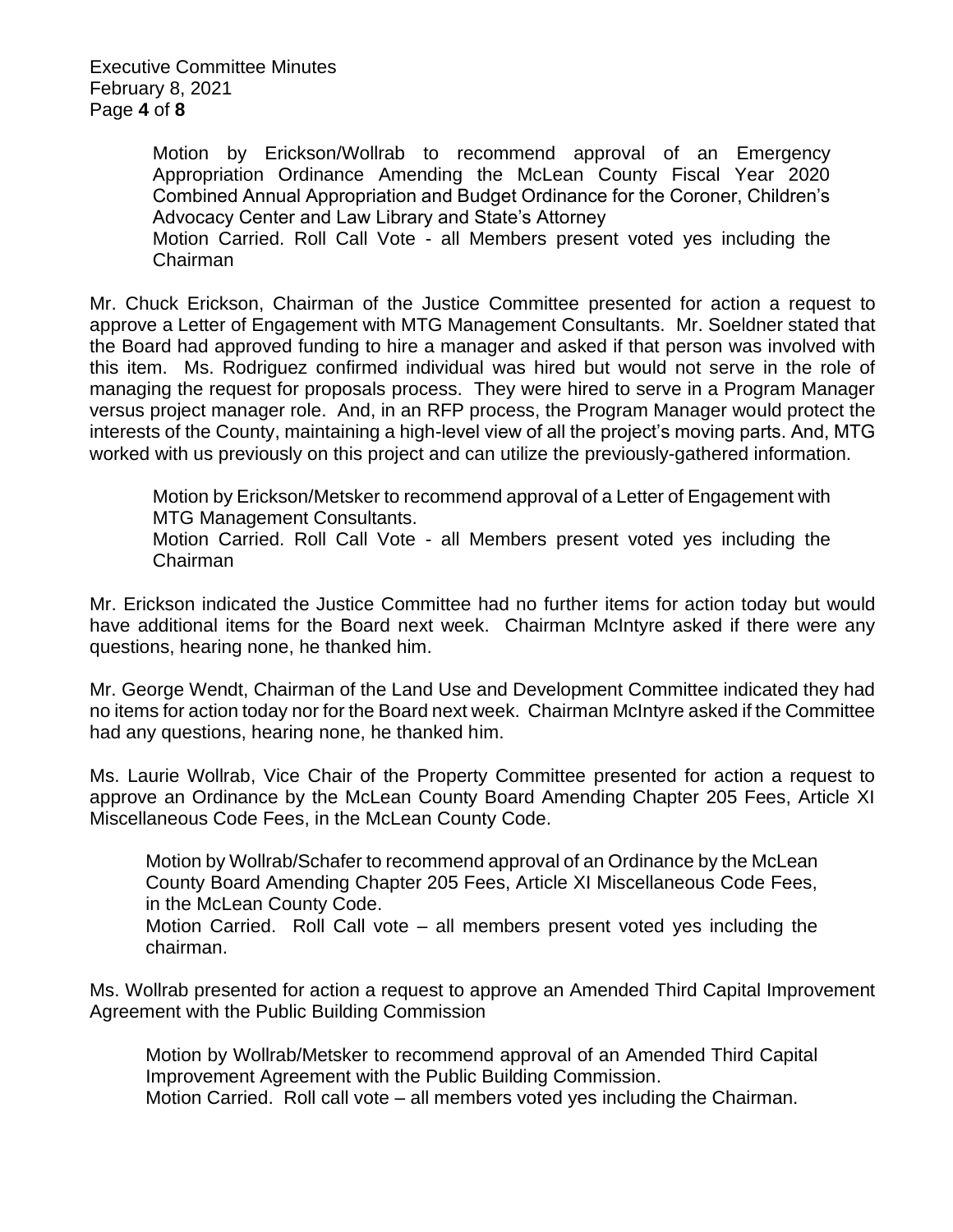Motion by Erickson/Wollrab to recommend approval of an Emergency Appropriation Ordinance Amending the McLean County Fiscal Year 2020 Combined Annual Appropriation and Budget Ordinance for the Coroner, Children's Advocacy Center and Law Library and State's Attorney
Motion Carried. Roll Call Vote - all Members present voted yes including the Chairman

Mr. Chuck Erickson, Chairman of the Justice Committee presented for action a request to approve a Letter of Engagement with MTG Management Consultants. Mr. Soeldner stated that the Board had approved funding to hire a manager and asked if that person was involved with this item. Ms. Rodriguez confirmed individual was hired but would not serve in the role of managing the request for proposals process. They were hired to serve in a Program Manager versus project manager role. And, in an RFP process, the Program Manager would protect the interests of the County, maintaining a high-level view of all the project's moving parts. And, MTG worked with us previously on this project and can utilize the previously-gathered information.

Motion by Erickson/Metsker to recommend approval of a Letter of Engagement with MTG Management Consultants.
Motion Carried. Roll Call Vote - all Members present voted yes including the Chairman

Mr. Erickson indicated the Justice Committee had no further items for action today but would have additional items for the Board next week. Chairman McIntyre asked if there were any questions, hearing none, he thanked him.

Mr. George Wendt, Chairman of the Land Use and Development Committee indicated they had no items for action today nor for the Board next week. Chairman McIntyre asked if the Committee had any questions, hearing none, he thanked him.

Ms. Laurie Wollrab, Vice Chair of the Property Committee presented for action a request to approve an Ordinance by the McLean County Board Amending Chapter 205 Fees, Article XI Miscellaneous Code Fees, in the McLean County Code.

Motion by Wollrab/Schafer to recommend approval of an Ordinance by the McLean County Board Amending Chapter 205 Fees, Article XI Miscellaneous Code Fees, in the McLean County Code.
Motion Carried. Roll Call vote – all members present voted yes including the chairman.

Ms. Wollrab presented for action a request to approve an Amended Third Capital Improvement Agreement with the Public Building Commission

Motion by Wollrab/Metsker to recommend approval of an Amended Third Capital Improvement Agreement with the Public Building Commission.
Motion Carried. Roll call vote – all members voted yes including the Chairman.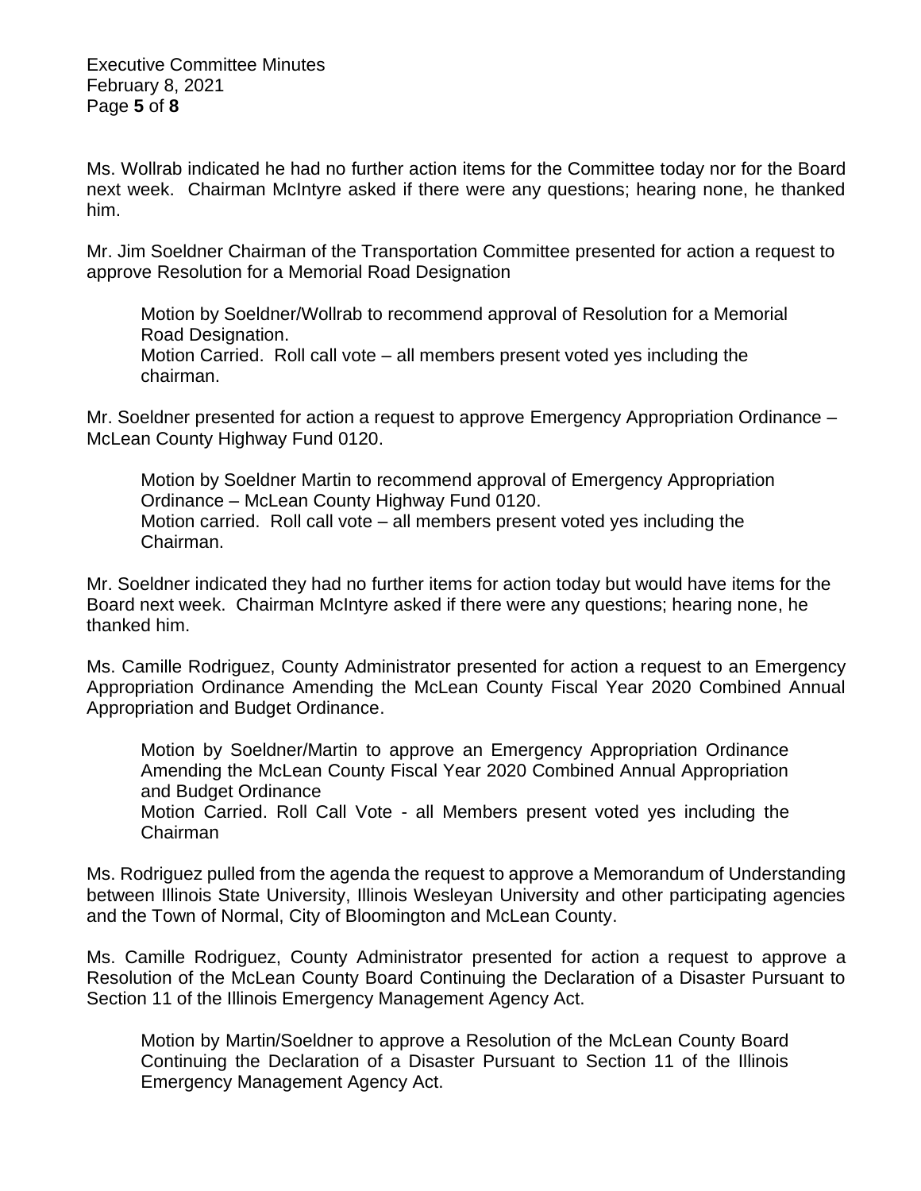Ms. Wollrab indicated he had no further action items for the Committee today nor for the Board next week. Chairman McIntyre asked if there were any questions; hearing none, he thanked him.

Mr. Jim Soeldner Chairman of the Transportation Committee presented for action a request to approve Resolution for a Memorial Road Designation

> Motion by Soeldner/Wollrab to recommend approval of Resolution for a Memorial Road Designation.
> Motion Carried. Roll call vote – all members present voted yes including the chairman.

Mr. Soeldner presented for action a request to approve Emergency Appropriation Ordinance – McLean County Highway Fund 0120.

> Motion by Soeldner Martin to recommend approval of Emergency Appropriation Ordinance – McLean County Highway Fund 0120.
> Motion carried. Roll call vote – all members present voted yes including the Chairman.

Mr. Soeldner indicated they had no further items for action today but would have items for the Board next week. Chairman McIntyre asked if there were any questions; hearing none, he thanked him.

Ms. Camille Rodriguez, County Administrator presented for action a request to an Emergency Appropriation Ordinance Amending the McLean County Fiscal Year 2020 Combined Annual Appropriation and Budget Ordinance.

> Motion by Soeldner/Martin to approve an Emergency Appropriation Ordinance Amending the McLean County Fiscal Year 2020 Combined Annual Appropriation and Budget Ordinance
> Motion Carried. Roll Call Vote - all Members present voted yes including the Chairman

Ms. Rodriguez pulled from the agenda the request to approve a Memorandum of Understanding between Illinois State University, Illinois Wesleyan University and other participating agencies and the Town of Normal, City of Bloomington and McLean County.

Ms. Camille Rodriguez, County Administrator presented for action a request to approve a Resolution of the McLean County Board Continuing the Declaration of a Disaster Pursuant to Section 11 of the Illinois Emergency Management Agency Act.

> Motion by Martin/Soeldner to approve a Resolution of the McLean County Board Continuing the Declaration of a Disaster Pursuant to Section 11 of the Illinois Emergency Management Agency Act.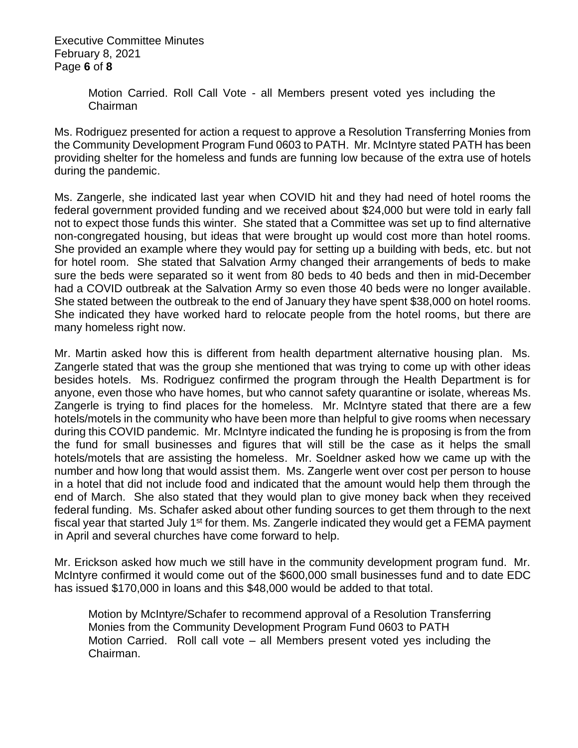Motion Carried. Roll Call Vote - all Members present voted yes including the Chairman

Ms. Rodriguez presented for action a request to approve a Resolution Transferring Monies from the Community Development Program Fund 0603 to PATH. Mr. McIntyre stated PATH has been providing shelter for the homeless and funds are funning low because of the extra use of hotels during the pandemic.

Ms. Zangerle, she indicated last year when COVID hit and they had need of hotel rooms the federal government provided funding and we received about $24,000 but were told in early fall not to expect those funds this winter. She stated that a Committee was set up to find alternative non-congregated housing, but ideas that were brought up would cost more than hotel rooms. She provided an example where they would pay for setting up a building with beds, etc. but not for hotel room. She stated that Salvation Army changed their arrangements of beds to make sure the beds were separated so it went from 80 beds to 40 beds and then in mid-December had a COVID outbreak at the Salvation Army so even those 40 beds were no longer available. She stated between the outbreak to the end of January they have spent $38,000 on hotel rooms. She indicated they have worked hard to relocate people from the hotel rooms, but there are many homeless right now.

Mr. Martin asked how this is different from health department alternative housing plan. Ms. Zangerle stated that was the group she mentioned that was trying to come up with other ideas besides hotels. Ms. Rodriguez confirmed the program through the Health Department is for anyone, even those who have homes, but who cannot safety quarantine or isolate, whereas Ms. Zangerle is trying to find places for the homeless. Mr. McIntyre stated that there are a few hotels/motels in the community who have been more than helpful to give rooms when necessary during this COVID pandemic. Mr. McIntyre indicated the funding he is proposing is from the from the fund for small businesses and figures that will still be the case as it helps the small hotels/motels that are assisting the homeless. Mr. Soeldner asked how we came up with the number and how long that would assist them. Ms. Zangerle went over cost per person to house in a hotel that did not include food and indicated that the amount would help them through the end of March. She also stated that they would plan to give money back when they received federal funding. Ms. Schafer asked about other funding sources to get them through to the next fiscal year that started July 1st for them. Ms. Zangerle indicated they would get a FEMA payment in April and several churches have come forward to help.

Mr. Erickson asked how much we still have in the community development program fund. Mr. McIntyre confirmed it would come out of the $600,000 small businesses fund and to date EDC has issued $170,000 in loans and this $48,000 would be added to that total.

Motion by McIntyre/Schafer to recommend approval of a Resolution Transferring Monies from the Community Development Program Fund 0603 to PATH
Motion Carried. Roll call vote – all Members present voted yes including the Chairman.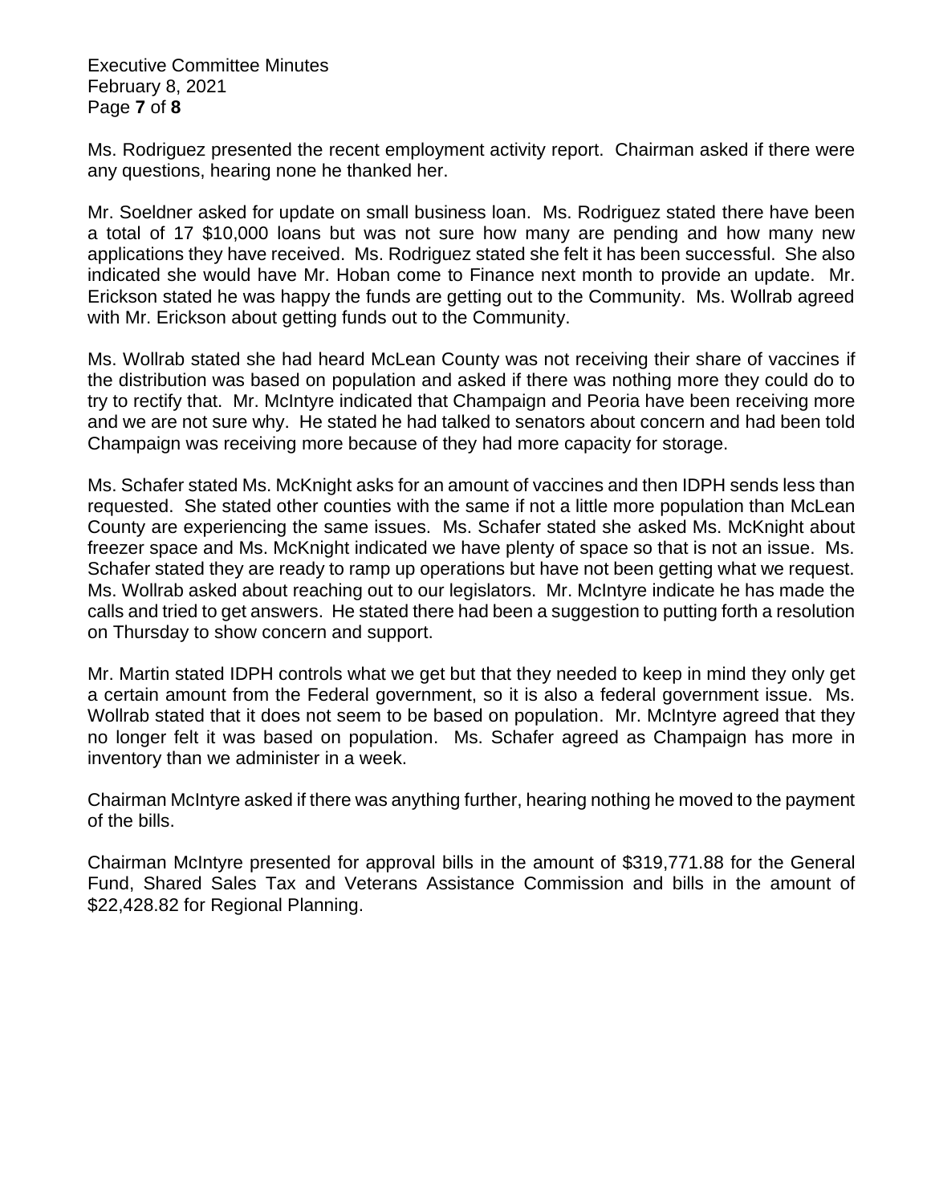Ms. Rodriguez presented the recent employment activity report. Chairman asked if there were any questions, hearing none he thanked her.

Mr. Soeldner asked for update on small business loan. Ms. Rodriguez stated there have been a total of 17 $10,000 loans but was not sure how many are pending and how many new applications they have received. Ms. Rodriguez stated she felt it has been successful. She also indicated she would have Mr. Hoban come to Finance next month to provide an update. Mr. Erickson stated he was happy the funds are getting out to the Community. Ms. Wollrab agreed with Mr. Erickson about getting funds out to the Community.

Ms. Wollrab stated she had heard McLean County was not receiving their share of vaccines if the distribution was based on population and asked if there was nothing more they could do to try to rectify that. Mr. McIntyre indicated that Champaign and Peoria have been receiving more and we are not sure why. He stated he had talked to senators about concern and had been told Champaign was receiving more because of they had more capacity for storage.

Ms. Schafer stated Ms. McKnight asks for an amount of vaccines and then IDPH sends less than requested. She stated other counties with the same if not a little more population than McLean County are experiencing the same issues. Ms. Schafer stated she asked Ms. McKnight about freezer space and Ms. McKnight indicated we have plenty of space so that is not an issue. Ms. Schafer stated they are ready to ramp up operations but have not been getting what we request. Ms. Wollrab asked about reaching out to our legislators. Mr. McIntyre indicate he has made the calls and tried to get answers. He stated there had been a suggestion to putting forth a resolution on Thursday to show concern and support.

Mr. Martin stated IDPH controls what we get but that they needed to keep in mind they only get a certain amount from the Federal government, so it is also a federal government issue. Ms. Wollrab stated that it does not seem to be based on population. Mr. McIntyre agreed that they no longer felt it was based on population. Ms. Schafer agreed as Champaign has more in inventory than we administer in a week.

Chairman McIntyre asked if there was anything further, hearing nothing he moved to the payment of the bills.

Chairman McIntyre presented for approval bills in the amount of $319,771.88 for the General Fund, Shared Sales Tax and Veterans Assistance Commission and bills in the amount of $22,428.82 for Regional Planning.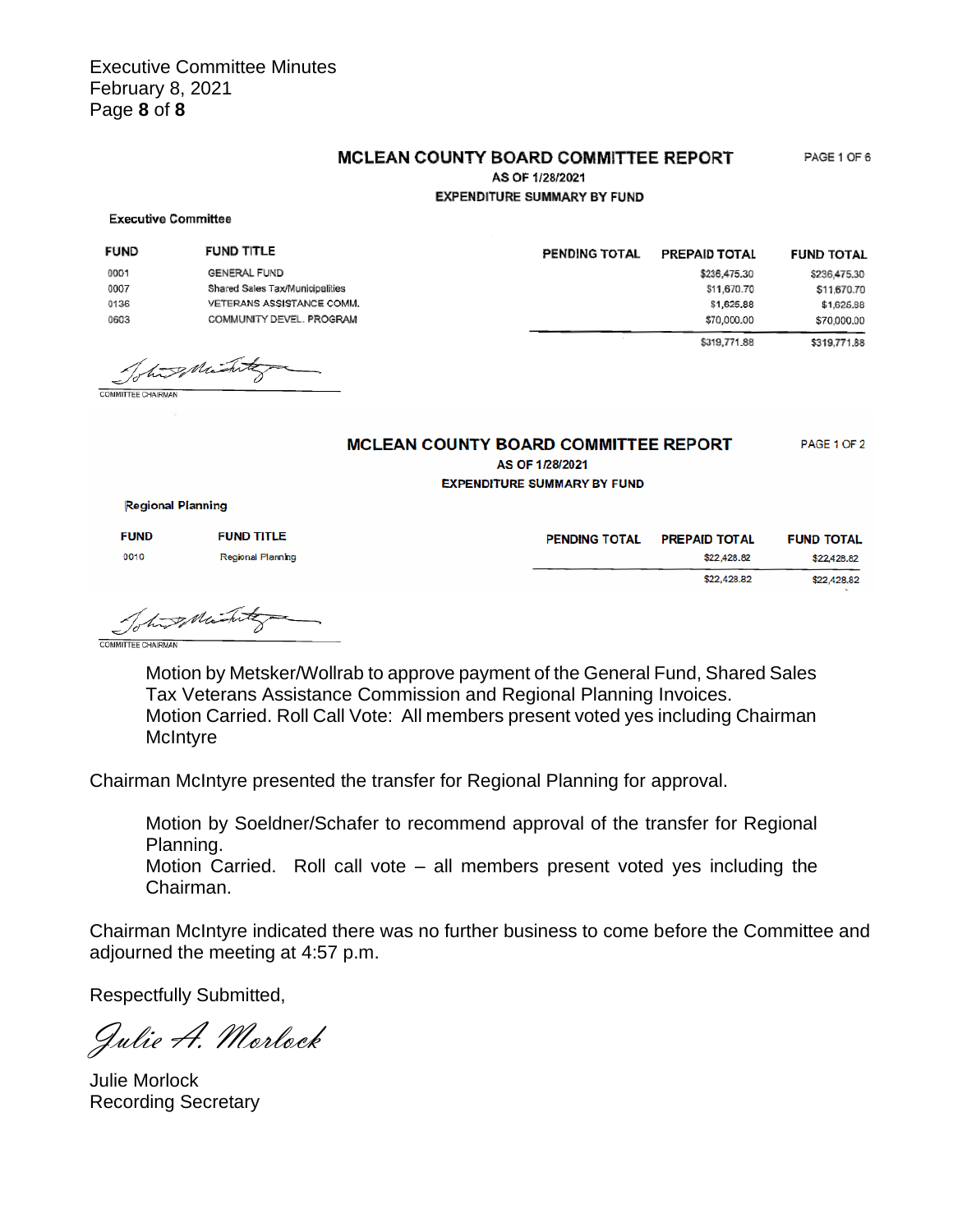## MCLEAN COUNTY BOARD COMMITTEE REPORT

PAGE 1 OF 6

AS OF 1/28/2021

EXPENDITURE SUMMARY BY FUND

**Executive Committee**

| FUND | FUND TITLE | PENDING TOTAL | PREPAID TOTAL | FUND TOTAL |
|---|---|---|---|---|
| 0001 | GENERAL FUND | | $236,475.30 | $236,475.30 |
| 0007 | Shared Sales Tax/Municipalities | | $11,670.70 | $11,670.70 |
| 0136 | VETERANS ASSISTANCE COMM. | | $1,625.88 | $1,625.88 |
| 0603 | COMMUNITY DEVEL. PROGRAM | | $70,000.00 | $70,000.00 |
| | | | $319,771.88 | $319,771.88 |

COMMITTEE CHAIRMAN

## MCLEAN COUNTY BOARD COMMITTEE REPORT

PAGE 1 OF 2

AS OF 1/28/2021

EXPENDITURE SUMMARY BY FUND

**Regional Planning**

| FUND | FUND TITLE | PENDING TOTAL | PREPAID TOTAL | FUND TOTAL |
|---|---|---|---|---|
| 0010 | Regional Planning | | $22,428.82 | $22,428.82 |
| | | | $22,428.82 | $22,428.82 |

COMMITTEE CHAIRMAN

> Motion by Metsker/Wollrab to approve payment of the General Fund, Shared Sales Tax Veterans Assistance Commission and Regional Planning Invoices.
> Motion Carried. Roll Call Vote: All members present voted yes including Chairman McIntyre

Chairman McIntyre presented the transfer for Regional Planning for approval.

> Motion by Soeldner/Schafer to recommend approval of the transfer for Regional Planning.
> Motion Carried. Roll call vote – all members present voted yes including the Chairman.

Chairman McIntyre indicated there was no further business to come before the Committee and adjourned the meeting at 4:57 p.m.

Respectfully Submitted,

*Julie A. Morlock*

Julie Morlock
Recording Secretary